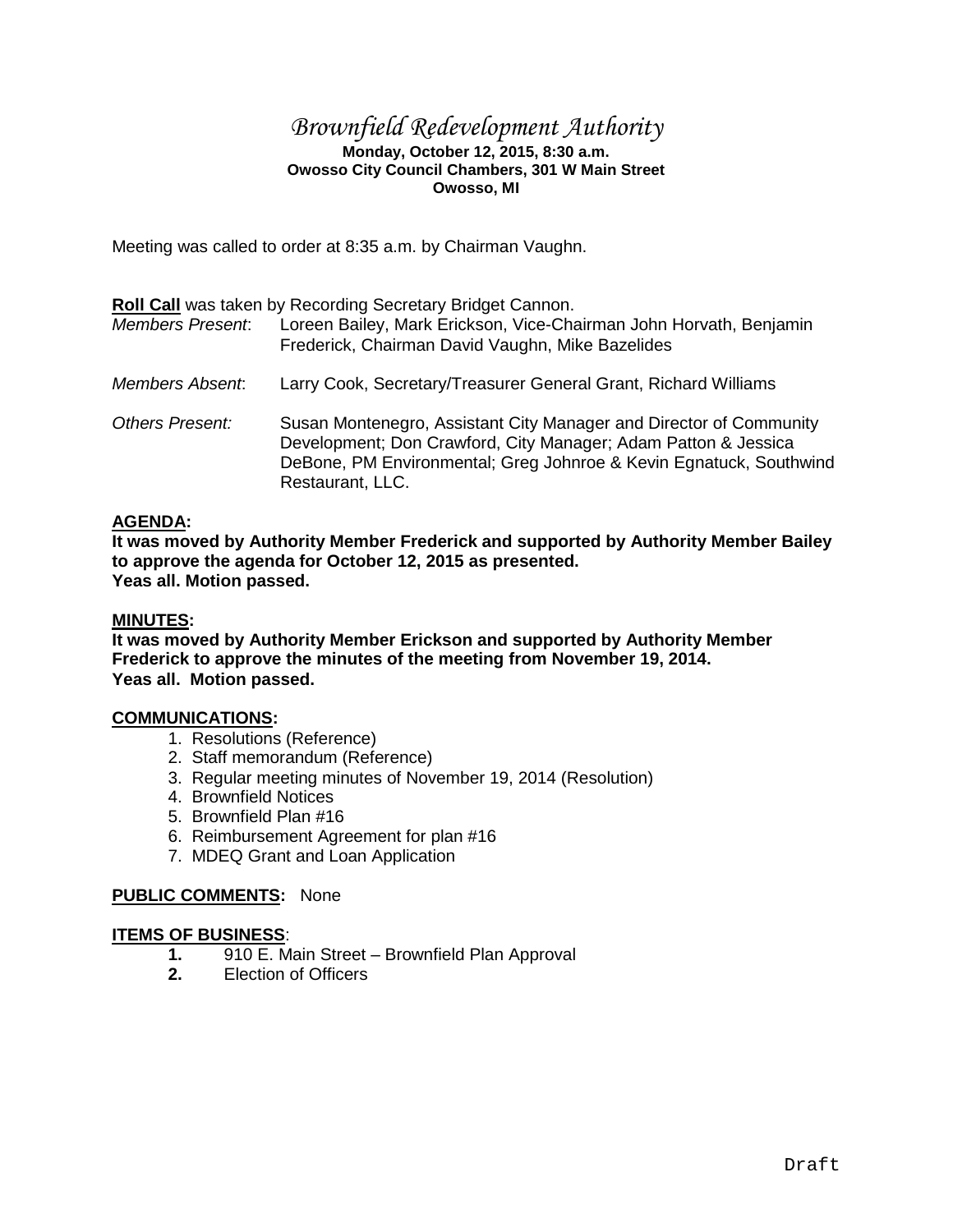# *Brownfield Redevelopment Authority*

**Monday, October 12, 2015, 8:30 a.m.**
**Owosso City Council Chambers, 301 W Main Street**
**Owosso, MI**

Meeting was called to order at 8:35 a.m. by Chairman Vaughn.

**Roll Call** was taken by Recording Secretary Bridget Cannon.

*Members Present*: Loreen Bailey, Mark Erickson, Vice-Chairman John Horvath, Benjamin Frederick, Chairman David Vaughn, Mike Bazelides

*Members Absent*: Larry Cook, Secretary/Treasurer General Grant, Richard Williams

*Others Present:* Susan Montenegro, Assistant City Manager and Director of Community Development; Don Crawford, City Manager; Adam Patton & Jessica DeBone, PM Environmental; Greg Johnroe & Kevin Egnatuck, Southwind Restaurant, LLC.

**AGENDA:**

**It was moved by Authority Member Frederick and supported by Authority Member Bailey to approve the agenda for October 12, 2015 as presented.**
**Yeas all. Motion passed.**

**MINUTES:**

**It was moved by Authority Member Erickson and supported by Authority Member Frederick to approve the minutes of the meeting from November 19, 2014.**
**Yeas all. Motion passed.**

**COMMUNICATIONS:**

1. Resolutions (Reference)
2. Staff memorandum (Reference)
3. Regular meeting minutes of November 19, 2014 (Resolution)
4. Brownfield Notices
5. Brownfield Plan #16
6. Reimbursement Agreement for plan #16
7. MDEQ Grant and Loan Application

**PUBLIC COMMENTS:** None

**ITEMS OF BUSINESS**:

1. 910 E. Main Street – Brownfield Plan Approval
2. Election of Officers

Draft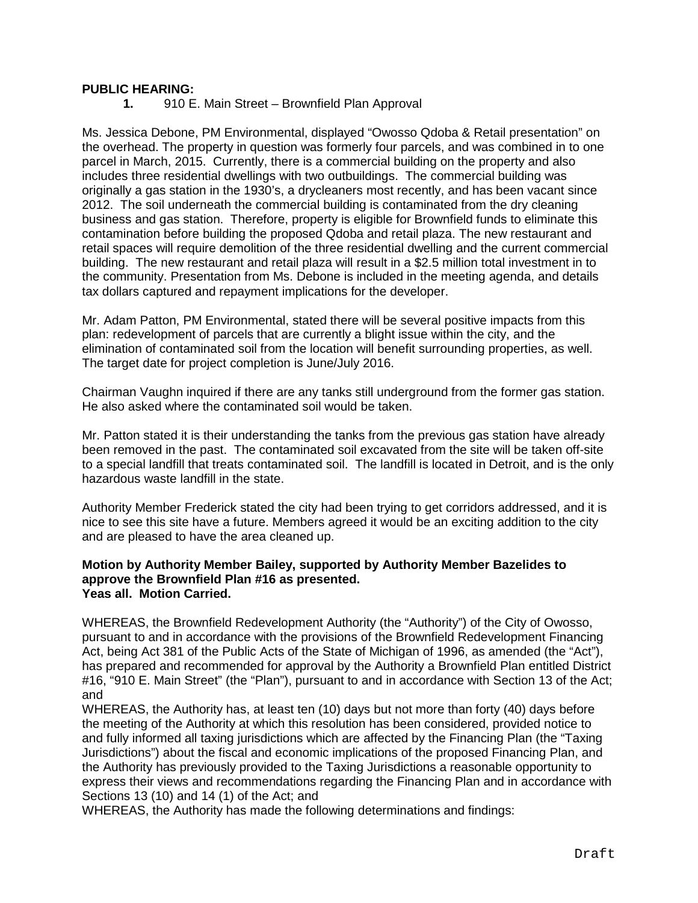**PUBLIC HEARING:**

**1.** 910 E. Main Street – Brownfield Plan Approval

Ms. Jessica Debone, PM Environmental, displayed "Owosso Qdoba & Retail presentation" on the overhead. The property in question was formerly four parcels, and was combined in to one parcel in March, 2015. Currently, there is a commercial building on the property and also includes three residential dwellings with two outbuildings. The commercial building was originally a gas station in the 1930's, a drycleaners most recently, and has been vacant since 2012. The soil underneath the commercial building is contaminated from the dry cleaning business and gas station. Therefore, property is eligible for Brownfield funds to eliminate this contamination before building the proposed Qdoba and retail plaza. The new restaurant and retail spaces will require demolition of the three residential dwelling and the current commercial building. The new restaurant and retail plaza will result in a $2.5 million total investment in to the community. Presentation from Ms. Debone is included in the meeting agenda, and details tax dollars captured and repayment implications for the developer.

Mr. Adam Patton, PM Environmental, stated there will be several positive impacts from this plan: redevelopment of parcels that are currently a blight issue within the city, and the elimination of contaminated soil from the location will benefit surrounding properties, as well. The target date for project completion is June/July 2016.

Chairman Vaughn inquired if there are any tanks still underground from the former gas station. He also asked where the contaminated soil would be taken.

Mr. Patton stated it is their understanding the tanks from the previous gas station have already been removed in the past. The contaminated soil excavated from the site will be taken off-site to a special landfill that treats contaminated soil. The landfill is located in Detroit, and is the only hazardous waste landfill in the state.

Authority Member Frederick stated the city had been trying to get corridors addressed, and it is nice to see this site have a future. Members agreed it would be an exciting addition to the city and are pleased to have the area cleaned up.

**Motion by Authority Member Bailey, supported by Authority Member Bazelides to approve the Brownfield Plan #16 as presented.**
**Yeas all. Motion Carried.**

WHEREAS, the Brownfield Redevelopment Authority (the "Authority") of the City of Owosso, pursuant to and in accordance with the provisions of the Brownfield Redevelopment Financing Act, being Act 381 of the Public Acts of the State of Michigan of 1996, as amended (the "Act"), has prepared and recommended for approval by the Authority a Brownfield Plan entitled District #16, "910 E. Main Street" (the "Plan"), pursuant to and in accordance with Section 13 of the Act; and

WHEREAS, the Authority has, at least ten (10) days but not more than forty (40) days before the meeting of the Authority at which this resolution has been considered, provided notice to and fully informed all taxing jurisdictions which are affected by the Financing Plan (the "Taxing Jurisdictions") about the fiscal and economic implications of the proposed Financing Plan, and the Authority has previously provided to the Taxing Jurisdictions a reasonable opportunity to express their views and recommendations regarding the Financing Plan and in accordance with Sections 13 (10) and 14 (1) of the Act; and

WHEREAS, the Authority has made the following determinations and findings:

Draft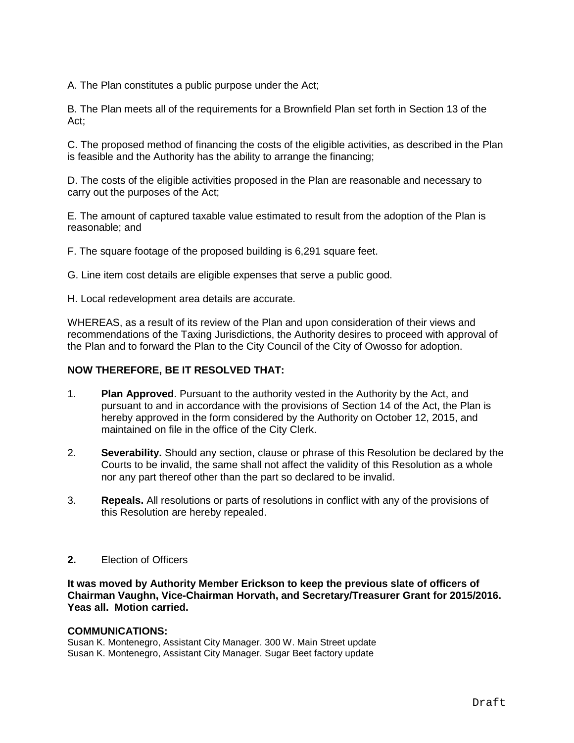A. The Plan constitutes a public purpose under the Act;

B. The Plan meets all of the requirements for a Brownfield Plan set forth in Section 13 of the Act;

C. The proposed method of financing the costs of the eligible activities, as described in the Plan is feasible and the Authority has the ability to arrange the financing;

D. The costs of the eligible activities proposed in the Plan are reasonable and necessary to carry out the purposes of the Act;

E. The amount of captured taxable value estimated to result from the adoption of the Plan is reasonable; and

F. The square footage of the proposed building is 6,291 square feet.

G. Line item cost details are eligible expenses that serve a public good.

H. Local redevelopment area details are accurate.

WHEREAS, as a result of its review of the Plan and upon consideration of their views and recommendations of the Taxing Jurisdictions, the Authority desires to proceed with approval of the Plan and to forward the Plan to the City Council of the City of Owosso for adoption.

**NOW THEREFORE, BE IT RESOLVED THAT:**

1. **Plan Approved**. Pursuant to the authority vested in the Authority by the Act, and pursuant to and in accordance with the provisions of Section 14 of the Act, the Plan is hereby approved in the form considered by the Authority on October 12, 2015, and maintained on file in the office of the City Clerk.

2. **Severability.** Should any section, clause or phrase of this Resolution be declared by the Courts to be invalid, the same shall not affect the validity of this Resolution as a whole nor any part thereof other than the part so declared to be invalid.

3. **Repeals.** All resolutions or parts of resolutions in conflict with any of the provisions of this Resolution are hereby repealed.

**2.** Election of Officers

**It was moved by Authority Member Erickson to keep the previous slate of officers of Chairman Vaughn, Vice-Chairman Horvath, and Secretary/Treasurer Grant for 2015/2016. Yeas all. Motion carried.**

**COMMUNICATIONS:**

Susan K. Montenegro, Assistant City Manager. 300 W. Main Street update
Susan K. Montenegro, Assistant City Manager. Sugar Beet factory update

Draft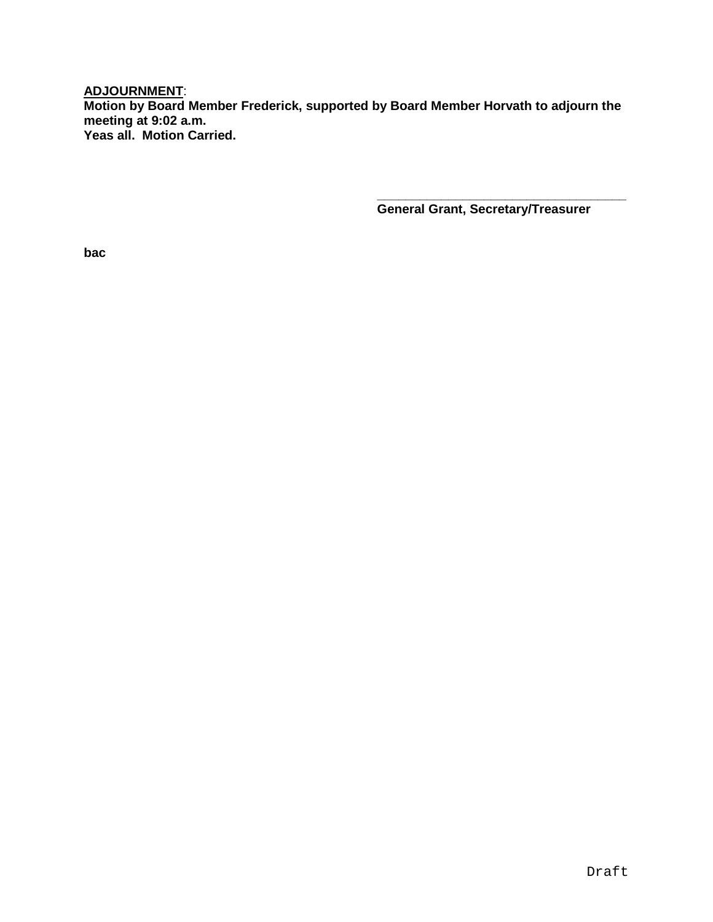**<u>ADJOURNMENT</u>**:
**Motion by Board Member Frederick, supported by Board Member Horvath to adjourn the meeting at 9:02 a.m.**
**Yeas all. Motion Carried.**

\_\_\_\_\_\_\_\_\_\_\_\_\_\_\_\_\_\_\_\_\_\_\_\_\_\_\_\_\_\_\_\_\_\_\_\_
**General Grant, Secretary/Treasurer**

**bac**

Draft